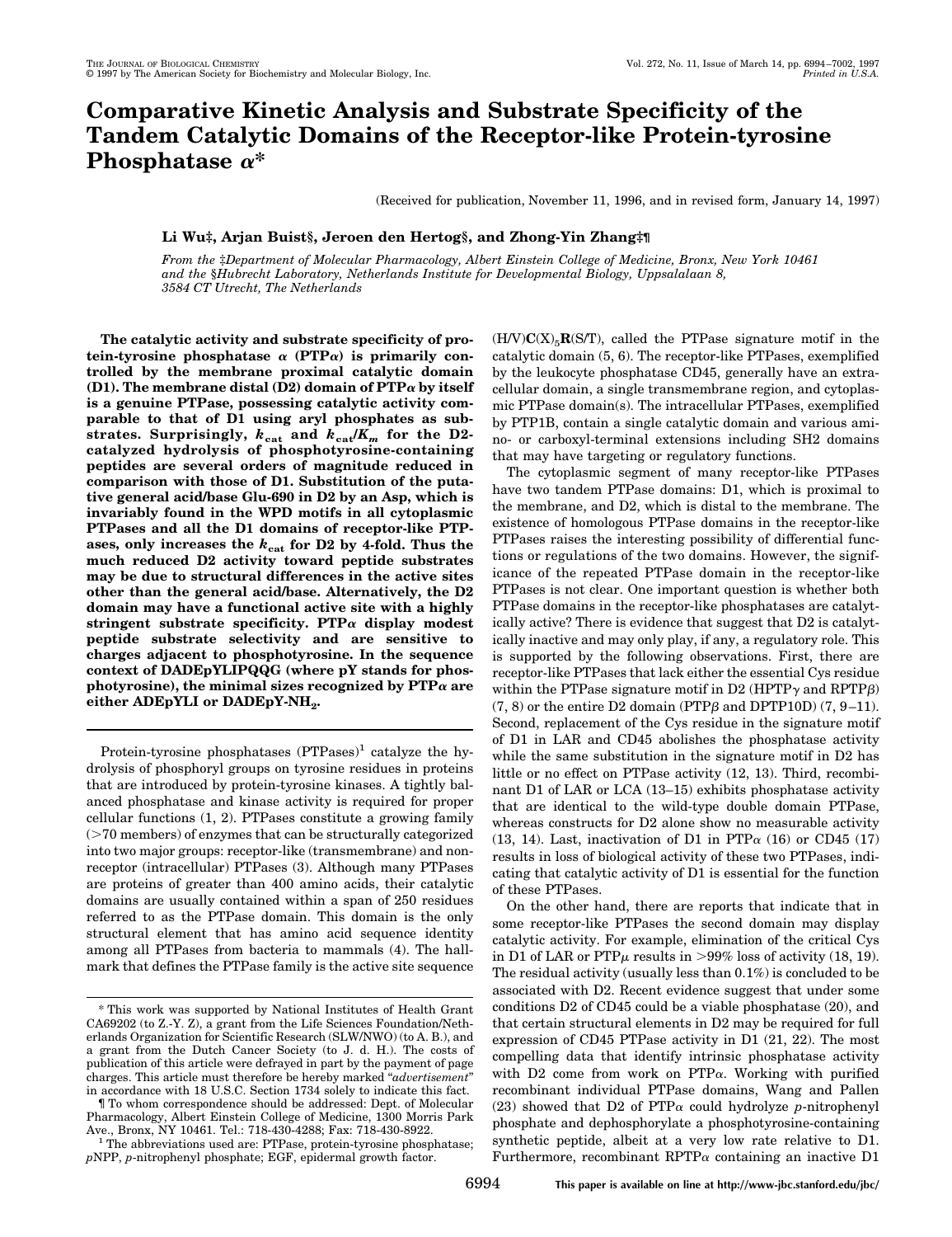# Comparative Kinetic Analysis and Substrate Specificity of the Tandem Catalytic Domains of the Receptor-like Protein-tyrosine Phosphatase $\alpha$*

(Received for publication, November 11, 1996, and in revised form, January 14, 1997)

**Li Wu‡, Arjan Buist§, Jeroen den Hertog§, and Zhong-Yin Zhang‡¶**

*From the ‡Department of Molecular Pharmacology, Albert Einstein College of Medicine, Bronx, New York 10461 and the §Hubrecht Laboratory, Netherlands Institute for Developmental Biology, Uppsalalaan 8, 3584 CT Utrecht, The Netherlands*

**The catalytic activity and substrate specificity of protein-tyrosine phosphatase $\alpha$ (PTP$\alpha$) is primarily controlled by the membrane proximal catalytic domain (D1). The membrane distal (D2) domain of PTP$\alpha$ by itself is a genuine PTPase, possessing catalytic activity comparable to that of D1 using aryl phosphates as substrates. Surprisingly, $k_{cat}$ and $k_{cat}/K_m$ for the D2-catalyzed hydrolysis of phosphotyrosine-containing peptides are several orders of magnitude reduced in comparison with those of D1. Substitution of the putative general acid/base Glu-690 in D2 by an Asp, which is invariably found in the WPD motifs in all cytoplasmic PTPases and all the D1 domains of receptor-like PTPases, only increases the $k_{cat}$ for D2 by 4-fold. Thus the much reduced D2 activity toward peptide substrates may be due to structural differences in the active sites other than the general acid/base. Alternatively, the D2 domain may have a functional active site with a highly stringent substrate specificity. PTP$\alpha$ display modest peptide substrate selectivity and are sensitive to charges adjacent to phosphotyrosine. In the sequence context of DADEpYLIPQQG (where pY stands for phosphotyrosine), the minimal sizes recognized by PTP$\alpha$ are either ADEpYLI or DADEpY-NH$_2$.**

Protein-tyrosine phosphatases (PTPases)[1] catalyze the hydrolysis of phosphoryl groups on tyrosine residues in proteins that are introduced by protein-tyrosine kinases. A tightly balanced phosphatase and kinase activity is required for proper cellular functions (1, 2). PTPases constitute a growing family (>70 members) of enzymes that can be structurally categorized into two major groups: receptor-like (transmembrane) and nonreceptor (intracellular) PTPases (3). Although many PTPases are proteins of greater than 400 amino acids, their catalytic domains are usually contained within a span of 250 residues referred to as the PTPase domain. This domain is the only structural element that has amino acid sequence identity among all PTPases from bacteria to mammals (4). The hallmark that defines the PTPase family is the active site sequence (H/V)**C**(X)$_5$**R**(S/T), called the PTPase signature motif in the catalytic domain (5, 6). The receptor-like PTPases, exemplified by the leukocyte phosphatase CD45, generally have an extracellular domain, a single transmembrane region, and cytoplasmic PTPase domain(s). The intracellular PTPases, exemplified by PTP1B, contain a single catalytic domain and various amino- or carboxyl-terminal extensions including SH2 domains that may have targeting or regulatory functions.

The cytoplasmic segment of many receptor-like PTPases have two tandem PTPase domains: D1, which is proximal to the membrane, and D2, which is distal to the membrane. The existence of homologous PTPase domains in the receptor-like PTPases raises the interesting possibility of differential functions or regulations of the two domains. However, the significance of the repeated PTPase domain in the receptor-like PTPases is not clear. One important question is whether both PTPase domains in the receptor-like phosphatases are catalytically active? There is evidence that suggest that D2 is catalytically inactive and may only play, if any, a regulatory role. This is supported by the following observations. First, there are receptor-like PTPases that lack either the essential Cys residue within the PTPase signature motif in D2 (HPTP$\gamma$ and RPTP$\beta$) (7, 8) or the entire D2 domain (PTP$\beta$ and DPTP10D) (7, 9–11). Second, replacement of the Cys residue in the signature motif of D1 in LAR and CD45 abolishes the phosphatase activity while the same substitution in the signature motif in D2 has little or no effect on PTPase activity (12, 13). Third, recombinant D1 of LAR or LCA (13–15) exhibits phosphatase activity that are identical to the wild-type double domain PTPase, whereas constructs for D2 alone show no measurable activity (13, 14). Last, inactivation of D1 in PTP$\alpha$ (16) or CD45 (17) results in loss of biological activity of these two PTPases, indicating that catalytic activity of D1 is essential for the function of these PTPases.

On the other hand, there are reports that indicate that in some receptor-like PTPases the second domain may display catalytic activity. For example, elimination of the critical Cys in D1 of LAR or PTP$\mu$ results in >99% loss of activity (18, 19). The residual activity (usually less than 0.1%) is concluded to be associated with D2. Recent evidence suggest that under some conditions D2 of CD45 could be a viable phosphatase (20), and that certain structural elements in D2 may be required for full expression of CD45 PTPase activity in D1 (21, 22). The most compelling data that identify intrinsic phosphatase activity with D2 come from work on PTP$\alpha$. Working with purified recombinant individual PTPase domains, Wang and Pallen (23) showed that D2 of PTP$\alpha$ could hydrolyze *p*-nitrophenyl phosphate and dephosphorylate a phosphotyrosine-containing synthetic peptide, albeit at a very low rate relative to D1. Furthermore, recombinant RPTP$\alpha$ containing an inactive D1

* This work was supported by National Institutes of Health Grant CA69202 (to Z.-Y. Z), a grant from the Life Sciences Foundation/Netherlands Organization for Scientific Research (SLW/NWO) (to A. B.), and a grant from the Dutch Cancer Society (to J. d. H.). The costs of publication of this article were defrayed in part by the payment of page charges. This article must therefore be hereby marked "*advertisement*" in accordance with 18 U.S.C. Section 1734 solely to indicate this fact.

¶ To whom correspondence should be addressed: Dept. of Molecular Pharmacology, Albert Einstein College of Medicine, 1300 Morris Park Ave., Bronx, NY 10461. Tel.: 718-430-4288; Fax: 718-430-8922.

[1] The abbreviations used are: PTPase, protein-tyrosine phosphatase; *p*NPP, *p*-nitrophenyl phosphate; EGF, epidermal growth factor.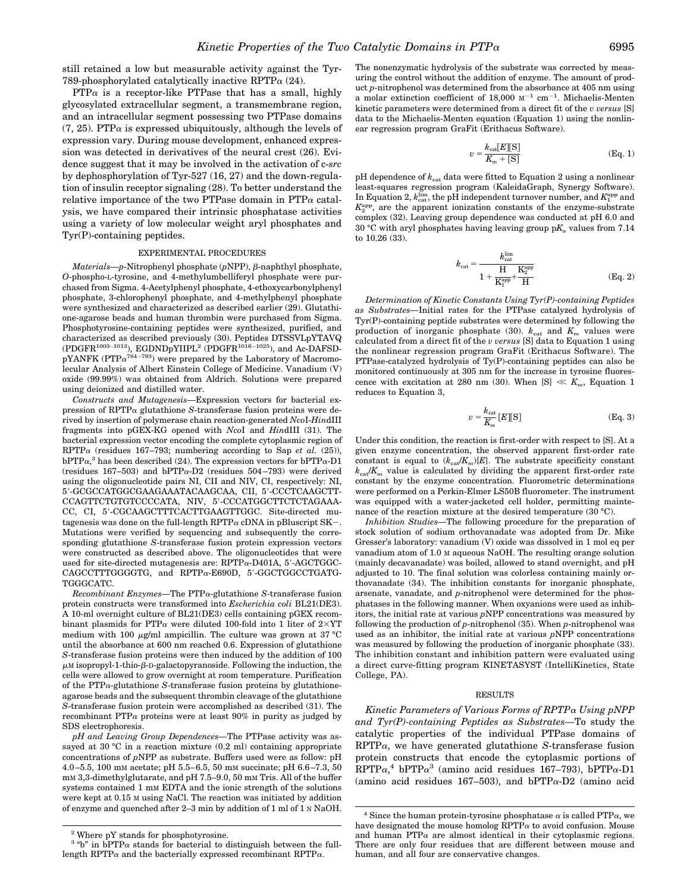still retained a low but measurable activity against the Tyr-789-phosphorylated catalytically inactive RPTPα (24).

PTPα is a receptor-like PTPase that has a small, highly glycosylated extracellular segment, a transmembrane region, and an intracellular segment possessing two PTPase domains (7, 25). PTPα is expressed ubiquitously, although the levels of expression vary. During mouse development, enhanced expression was detected in derivatives of the neural crest (26). Evidence suggest that it may be involved in the activation of c-*src* by dephosphorylation of Tyr-527 (16, 27) and the down-regulation of insulin receptor signaling (28). To better understand the relative importance of the two PTPase domain in PTPα catalysis, we have compared their intrinsic phosphatase activities using a variety of low molecular weight aryl phosphates and Tyr(P)-containing peptides.

## EXPERIMENTAL PROCEDURES

*Materials*—*p*-Nitrophenyl phosphate (*p*NPP), β-naphthyl phosphate, *O*-phospho-L-tyrosine, and 4-methylumbelliferyl phosphate were purchased from Sigma. 4-Acetylphenyl phosphate, 4-ethoxycarbonylphenyl phosphate, 3-chlorophenyl phosphate, and 4-methylphenyl phosphate were synthesized and characterized as described earlier (29). Glutathione-agarose beads and human thrombin were purchased from Sigma. Phosphotyrosine-containing peptides were synthesized, purified, and characterized as described previously (30). Peptides DTSSVLpYTAVQ ($PDGFR^{1003-1013}$), EGDNDpYIIPL[2] ($PDGFR^{1016-1025}$), and Ac-DAFSDpYANFK ($PTP\alpha^{784-793}$) were prepared by the Laboratory of Macromolecular Analysis of Albert Einstein College of Medicine. Vanadium (V) oxide (99.99%) was obtained from Aldrich. Solutions were prepared using deionized and distilled water.

*Constructs and Mutagenesis*—Expression vectors for bacterial expression of RPTPα glutathione *S*-transferase fusion proteins were derived by insertion of polymerase chain reaction-generated *Nco*I-*Hin*dIII fragments into pGEX-KG opened with *Nco*I and *Hin*dIII (31). The bacterial expression vector encoding the complete cytoplasmic region of RPTPα (residues 167–793; numbering according to Sap *et al.* (25)), bPTPα,[3] has been described (24). The expression vectors for bPTPα-D1 (residues 167–503) and bPTPα-D2 (residues 504–793) were derived using the oligonucleotide pairs NI, CII and NIV, CI, respectively: NI, 5′-GCGCCATGGCGAAGAAATACAAGCAA, CII, 5′-CCCTCAAGCTTCCAGTTCTGTGTCCCCATA, NIV, 5′-CCCATGGCTTCTCTAGAAACC, CI, 5′-CGCAAGCTTTCACTTGAAGTTGGC. Site-directed mutagenesis was done on the full-length RPTPα cDNA in pBluscript SK−. Mutations were verified by sequencing and subsequently the corresponding glutathione *S*-transferase fusion protein expression vectors were constructed as described above. The oligonucleotides that were used for site-directed mutagenesis are: RPTPα-D401A, 5′-AGCTGGCCAGCCTTTGGGGTG, and RPTPα-E690D, 5′-GGCTGGCCTGATGTGGGCATC.

*Recombinant Enzymes*—The PTPα-glutathione *S*-transferase fusion protein constructs were transformed into *Escherichia coli* BL21(DE3). A 10-ml overnight culture of BL21(DE3) cells containing pGEX recombinant plasmids for PTPα were diluted 100-fold into 1 liter of 2×YT medium with 100 μg/ml ampicillin. The culture was grown at 37 °C until the absorbance at 600 nm reached 0.6. Expression of glutathione *S*-transferase fusion proteins were then induced by the addition of 100 μM isopropyl-1-thio-β-D-galactopyranoside. Following the induction, the cells were allowed to grow overnight at room temperature. Purification of the PTPα-glutathione *S*-transferase fusion proteins by glutathione-agarose beads and the subsequent thrombin cleavage of the glutathione *S*-transferase fusion protein were accomplished as described (31). The recombinant PTPα proteins were at least 90% in purity as judged by SDS electrophoresis.

*pH and Leaving Group Dependences*—The PTPase activity was assayed at 30 °C in a reaction mixture (0.2 ml) containing appropriate concentrations of *p*NPP as substrate. Buffers used were as follow: pH 4.0–5.5, 100 mM acetate; pH 5.5–6.5, 50 mM succinate; pH 6.6–7.3, 50 mM 3,3-dimethylglutarate, and pH 7.5–9.0, 50 mM Tris. All of the buffer systems contained 1 mM EDTA and the ionic strength of the solutions were kept at 0.15 M using NaCl. The reaction was initiated by addition of enzyme and quenched after 2–3 min by addition of 1 ml of 1 N NaOH. The nonenzymatic hydrolysis of the substrate was corrected by measuring the control without the addition of enzyme. The amount of product *p*-nitrophenol was determined from the absorbance at 405 nm using a molar extinction coefficient of 18,000 $M^{-1}$ $cm^{-1}$. Michaelis-Menten kinetic parameters were determined from a direct fit of the *v versus* [S] data to the Michaelis-Menten equation (Equation 1) using the nonlinear regression program GraFit (Erithacus Software).

$$v = \frac{k_{cat}[E][S]}{K_m + [S]} \quad \text{(Eq. 1)}$$

pH dependence of $k_{cat}$ data were fitted to Equation 2 using a nonlinear least-squares regression program (KaleidaGraph, Synergy Software). In Equation 2, $k_{cat}^{lim}$, the pH independent turnover number, and $K_1^{app}$ and $K_2^{app}$, are the apparent ionization constants of the enzyme-substrate complex (32). Leaving group dependence was conducted at pH 6.0 and 30 °C with aryl phosphates having leaving group $pK_a$ values from 7.14 to 10.26 (33).

$$k_{cat} = \frac{k_{cat}^{lim}}{1 + \frac{H}{K_1^{app}} + \frac{K_2^{app}}{H}} \quad \text{(Eq. 2)}$$

*Determination of Kinetic Constants Using Tyr(P)-containing Peptides as Substrates*—Initial rates for the PTPase catalyzed hydrolysis of Tyr(P)-containing peptide substrates were determined by following the production of inorganic phosphate (30). $k_{cat}$ and $K_m$ values were calculated from a direct fit of the *v versus* [S] data to Equation 1 using the nonlinear regression program GraFit (Erithacus Software). The PTPase-catalyzed hydrolysis of Ty(P)-containing peptides can also be monitored continuously at 305 nm for the increase in tyrosine fluorescence with excitation at 280 nm (30). When $[S] \ll K_m$, Equation 1 reduces to Equation 3,

$$v = \frac{k_{cat}}{K_m}[E][S] \quad \text{(Eq. 3)}$$

Under this condition, the reaction is first-order with respect to [S]. At a given enzyme concentration, the observed apparent first-order rate constant is equal to $(k_{cat}/K_m)[E]$. The substrate specificity constant $k_{cat}/K_m$ value is calculated by dividing the apparent first-order rate constant by the enzyme concentration. Fluorometric determinations were performed on a Perkin-Elmer LS50B fluorometer. The instrument was equipped with a water-jacketed cell holder, permitting maintenance of the reaction mixture at the desired temperature (30 °C).

*Inhibition Studies*—The following procedure for the preparation of stock solution of sodium orthovanadate was adopted from Dr. Mike Gresser's laboratory: vanadium (V) oxide was dissolved in 1 mol eq per vanadium atom of 1.0 M aqueous NaOH. The resulting orange solution (mainly decavanadate) was boiled, allowed to stand overnight, and pH adjusted to 10. The final solution was colorless containing mainly orthovanadate (34). The inhibition constants for inorganic phosphate, arsenate, vanadate, and *p*-nitrophenol were determined for the phosphatases in the following manner. When oxyanions were used as inhibitors, the initial rate at various *p*NPP concentrations was measured by following the production of *p*-nitrophenol (35). When *p*-nitrophenol was used as an inhibitor, the initial rate at various *p*NPP concentrations was measured by following the production of inorganic phosphate (33). The inhibition constant and inhibition pattern were evaluated using a direct curve-fitting program KINETASYST (IntelliKinetics, State College, PA).

## RESULTS

*Kinetic Parameters of Various Forms of RPTPα Using pNPP and Tyr(P)-containing Peptides as Substrates*—To study the catalytic properties of the individual PTPase domains of RPTPα, we have generated glutathione *S*-transferase fusion protein constructs that encode the cytoplasmic portions of RPTPα,[4] bPTPα[3] (amino acid residues 167–793), bPTPα-D1 (amino acid residues 167–503), and bPTPα-D2 (amino acid

[2] Where pY stands for phosphotyrosine.

[3] "b" in bPTPα stands for bacterial to distinguish between the full-length RPTPα and the bacterially expressed recombinant RPTPα.

[4] Since the human protein-tyrosine phosphatase α is called PTPα, we have designated the mouse homolog RPTPα to avoid confusion. Mouse and human PTPα are almost identical in their cytoplasmic regions. There are only four residues that are different between mouse and human, and all four are conservative changes.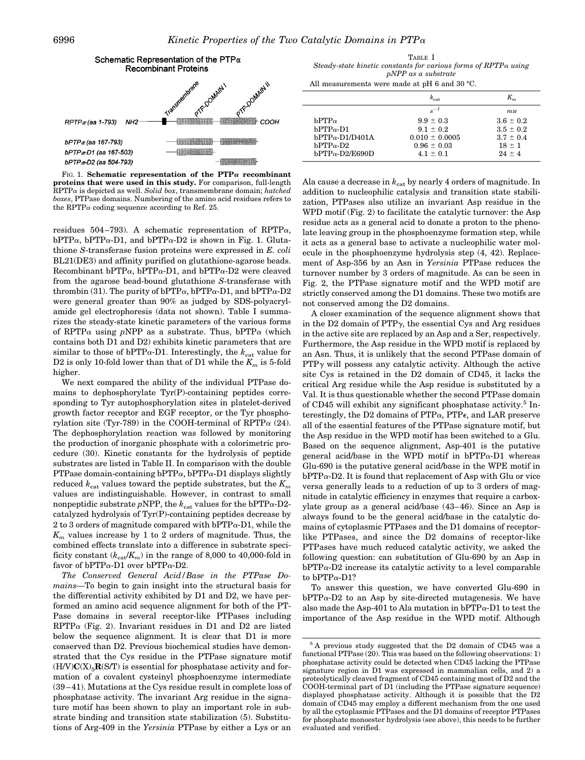Schematic Representation of the PTPα Recombinant Proteins

| | | | | |
|---|---|---|---|---|
| RPTPα (aa 1-793) | NH2 | Transmembrane | PTP-DOMAIN I | PTP-DOMAIN II | COOH |
| bPTPα (aa 167-793) | | | | |
| bPTPα-D1 (aa 167-503) | | | | |
| bPTPα-D2 (aa 504-793) | | | | |

FIG. 1. **Schematic representation of the PTPα recombinant proteins that were used in this study.** For comparison, full-length RPTPα is depicted as well. *Solid box*, transmembrane domain; *hatched boxes*, PTPase domains. Numbering of the amino acid residues refers to the RPTPα coding sequence according to Ref. 25.

residues 504–793). A schematic representation of RPTPα, bPTPα, bPTPα-D1, and bPTPα-D2 is shown in Fig. 1. Glutathione *S*-transferase fusion proteins were expressed in *E. coli* BL21(DE3) and affinity purified on glutathione-agarose beads. Recombinant bPTPα, bPTPα-D1, and bPTPα-D2 were cleaved from the agarose bead-bound glutathione *S*-transferase with thrombin (31). The purity of bPTPα, bPTPα-D1, and bPTPα-D2 were general greater than 90% as judged by SDS-polyacrylamide gel electrophoresis (data not shown). Table I summarizes the steady-state kinetic parameters of the various forms of RPTPα using *p*NPP as a substrate. Thus, bPTPα (which contains both D1 and D2) exhibits kinetic parameters that are similar to those of bPTPα-D1. Interestingly, the $k_{cat}$ value for D2 is only 10-fold lower than that of D1 while the $K_m$ is 5-fold higher.

We next compared the ability of the individual PTPase domains to dephosphorylate Tyr(P)-containing peptides corresponding to Tyr autophosphorylation sites in platelet-derived growth factor receptor and EGF receptor, or the Tyr phosphorylation site (Tyr-789) in the COOH-terminal of RPTPα (24). The dephosphorylation reaction was followed by monitoring the production of inorganic phosphate with a colorimetric procedure (30). Kinetic constants for the hydrolysis of peptide substrates are listed in Table II. In comparison with the double PTPase domain-containing bPTPα, bPTPα-D1 displays slightly reduced $k_{cat}$ values toward the peptide substrates, but the $K_m$ values are indistinguishable. However, in contrast to small nonpeptidic substrate *p*NPP, the $k_{cat}$ values for the bPTPα-D2-catalyzed hydrolysis of Tyr(P)-containing peptides decrease by 2 to 3 orders of magnitude compared with bPTPα-D1, while the $K_m$ values increase by 1 to 2 orders of magnitude. Thus, the combined effects translate into a difference in substrate specificity constant ($k_{cat}/K_m$) in the range of 8,000 to 40,000-fold in favor of bPTPα-D1 over bPTPα-D2.

*The Conserved General Acid/Base in the PTPase Domains*—To begin to gain insight into the structural basis for the differential activity exhibited by D1 and D2, we have performed an amino acid sequence alignment for both of the PTPase domains in several receptor-like PTPases including RPTPα (Fig. 2). Invariant residues in D1 and D2 are listed below the sequence alignment. It is clear that D1 is more conserved than D2. Previous biochemical studies have demonstrated that the Cys residue in the PTPase signature motif (H/V)**C**(X)$_5$**R**(S/T) is essential for phosphatase activity and formation of a covalent cysteinyl phosphoenzyme intermediate (39–41). Mutations at the Cys residue result in complete loss of phosphatase activity. The invariant Arg residue in the signature motif has been shown to play an important role in substrate binding and transition state stabilization (5). Substitutions of Arg-409 in the *Yersinia* PTPase by either a Lys or an Ala cause a decrease in $k_{cat}$ by nearly 4 orders of magnitude. In addition to nucleophilic catalysis and transition state stabilization, PTPases also utilize an invariant Asp residue in the WPD motif (Fig. 2) to facilitate the catalytic turnover: the Asp residue acts as a general acid to donate a proton to the phenolate leaving group in the phosphoenzyme formation step, while it acts as a general base to activate a nucleophilic water molecule in the phosphoenzyme hydrolysis step (4, 42). Replacement of Asp-356 by an Asn in *Yersinia* PTPase reduces the turnover number by 3 orders of magnitude. As can be seen in Fig. 2, the PTPase signature motif and the WPD motif are strictly conserved among the D1 domains. These two motifs are not conserved among the D2 domains.

TABLE I
*Steady-state kinetic constants for various forms of RPTPα using pNPP as a substrate*
All measurements were made at pH 6 and 30 °C.

| | $k_{cat}$ | $K_m$ |
|---|---|---|
| | $s^{-1}$ | $mM$ |
| bPTPα | 9.9 ± 0.3 | 3.6 ± 0.2 |
| bPTPα-D1 | 9.1 ± 0.2 | 3.5 ± 0.2 |
| bPTPα-D1/D401A | 0.010 ± 0.0005 | 3.7 ± 0.4 |
| bPTPα-D2 | 0.96 ± 0.03 | 18 ± 1 |
| bPTPα-D2/E690D | 4.1 ± 0.1 | 24 ± 4 |

A closer examination of the sequence alignment shows that in the D2 domain of PTPγ, the essential Cys and Arg residues in the active site are replaced by an Asp and a Ser, respectively. Furthermore, the Asp residue in the WPD motif is replaced by an Asn. Thus, it is unlikely that the second PTPase domain of PTPγ will possess any catalytic activity. Although the active site Cys is retained in the D2 domain of CD45, it lacks the critical Arg residue while the Asp residue is substituted by a Val. It is thus questionable whether the second PTPase domain of CD45 will exhibit any significant phosphatase activity.[5] Interestingly, the D2 domains of PTPα, PTPε, and LAR preserve all of the essential features of the PTPase signature motif, but the Asp residue in the WPD motif has been switched to a Glu. Based on the sequence alignment, Asp-401 is the putative general acid/base in the WPD motif in bPTPα-D1 whereas Glu-690 is the putative general acid/base in the WPE motif in bPTPα-D2. It is found that replacement of Asp with Glu or vice versa generally leads to a reduction of up to 3 orders of magnitude in catalytic efficiency in enzymes that require a carboxylate group as a general acid/base (43–46). Since an Asp is always found to be the general acid/base in the catalytic domains of cytoplasmic PTPases and the D1 domains of receptor-like PTPases, and since the D2 domains of receptor-like PTPases have much reduced catalytic activity, we asked the following question: can substitution of Glu-690 by an Asp in bPTPα-D2 increase its catalytic activity to a level comparable to bPTPα-D1?

To answer this question, we have converted Glu-690 in bPTPα-D2 to an Asp by site-directed mutagenesis. We have also made the Asp-401 to Ala mutation in bPTPα-D1 to test the importance of the Asp residue in the WPD motif. Although

[5] A previous study suggested that the D2 domain of CD45 was a functional PTPase (20). This was based on the following observations: 1) phosphatase activity could be detected when CD45 lacking the PTPase signature region in D1 was expressed in mammalian cells, and 2) a proteolytically cleaved fragment of CD45 containing most of D2 and the COOH-terminal part of D1 (including the PTPase signature sequence) displayed phosphatase activity. Although it is possible that the D2 domain of CD45 may employ a different mechanism from the one used by all the cytoplasmic PTPases and the D1 domains of receptor PTPases for phosphate monoester hydrolysis (see above), this needs to be further evaluated and verified.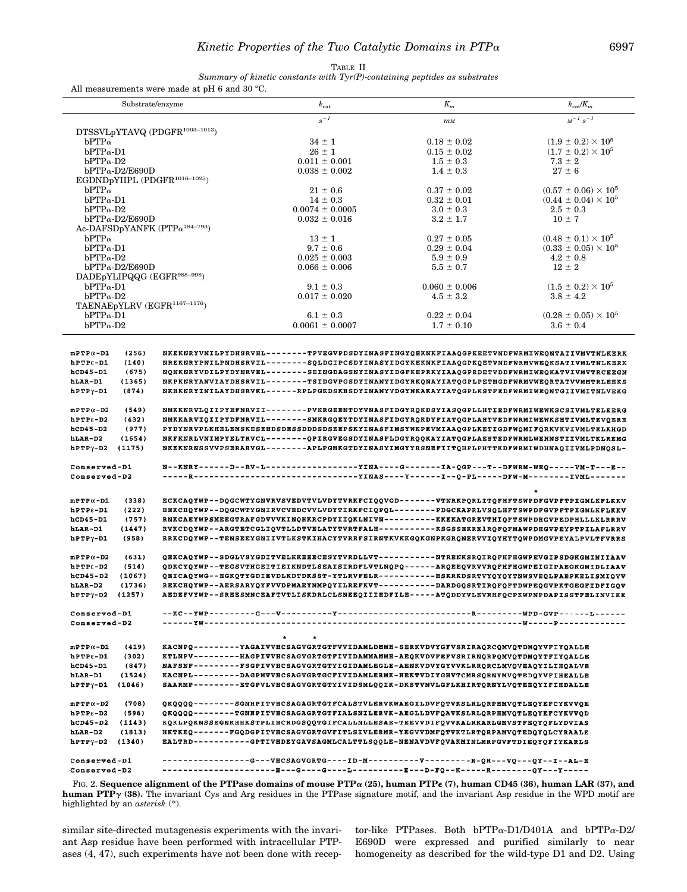TABLE II

*Summary of kinetic constants with Tyr(P)-containing peptides as substrates*

All measurements were made at pH 6 and 30 °C.

| Substrate/enzyme | $k_{cat}$ | $K_m$ | $k_{cat}/K_m$ |
|---|---|---|---|
| | $s^{-1}$ | $mM$ | $M^{-1}\ s^{-1}$ |
| DTSSVLpYTAVQ (PDGFR[1003–1013]) | | | |
| bPTPα | 34 ± 1 | 0.18 ± 0.02 | $(1.9 \pm 0.2) \times 10^5$ |
| bPTPα-D1 | 26 ± 1 | 0.15 ± 0.02 | $(1.7 \pm 0.2) \times 10^5$ |
| bPTPα-D2 | 0.011 ± 0.001 | 1.5 ± 0.3 | 7.3 ± 2 |
| bPTPα-D2/E690D | 0.038 ± 0.002 | 1.4 ± 0.3 | 27 ± 6 |
| EGDNDpYIIPL (PDGFR[1016–1025]) | | | |
| bPTPα | 21 ± 0.6 | 0.37 ± 0.02 | $(0.57 \pm 0.06) \times 10^5$ |
| bPTPα-D1 | 14 ± 0.3 | 0.32 ± 0.01 | $(0.44 \pm 0.04) \times 10^5$ |
| bPTPα-D2 | 0.0074 ± 0.0005 | 3.0 ± 0.3 | 2.5 ± 0.3 |
| bPTPα-D2/E690D | 0.032 ± 0.016 | 3.2 ± 1.7 | 10 ± 7 |
| Ac-DAFSDpYANFK (PTPα[784–793]) | | | |
| bPTPα | 13 ± 1 | 0.27 ± 0.05 | $(0.48 \pm 0.1) \times 10^5$ |
| bPTPα-D1 | 9.7 ± 0.6 | 0.29 ± 0.04 | $(0.33 \pm 0.05) \times 10^5$ |
| bPTPα-D2 | 0.025 ± 0.003 | 5.9 ± 0.9 | 4.2 ± 0.8 |
| bPTPα-D2/E690D | 0.066 ± 0.006 | 5.5 ± 0.7 | 12 ± 2 |
| DADEpYLIPQQG (EGFR[988–998]) | | | |
| bPTPα-D1 | 9.1 ± 0.3 | 0.060 ± 0.006 | $(1.5 \pm 0.2) \times 10^5$ |
| bPTPα-D2 | 0.017 ± 0.020 | 4.5 ± 3.2 | 3.8 ± 4.2 |
| TAENAEpYLRV (EGFR[1167–1176]) | | | |
| bPTPα-D1 | 6.1 ± 0.3 | 0.22 ± 0.04 | $(0.28 \pm 0.05) \times 10^5$ |
| bPTPα-D2 | 0.0061 ± 0.0007 | 1.7 ± 0.10 | 3.6 ± 0.4 |

```
mPTPα-D1    (256)   NKEKNRYVNILPYDHSRVHL--------TPVEGVPDSDYINASFINGYQEKNKFIAAQGPKEETVNDFWRMIWEQNTATIVMVTNLKERK
hPTPε-D1    (140)   NREKNRYPNILPNDHSRVIL--------SQLDGIPCSDYINASYIDGYKEKNKFIAAQGPKQETVNDFWRMVWEQKSATIVMLTNLKERK
hCD45-D1    (675)   NQNKNRYVDILPYDYNRVEL--------SEINGDAGSNYINASYIDGFKEPRKYIAAQGPRDETVDDFWRMIWEQKATVIVMVTRCEEGN
hLAR-D1     (1365)  NKPKNRYANVIAYDHSRVIL--------TSIDGVPGSDYINANYIDGYRKQNAYIATQGPLPETMGDFWRMVWEQRTATVVMMTRLEEKS
hPTPγ-D1    (874)   NKHKNRYINILAYDHSRVKL------RPLPGKDSKHSDYINANYVDGYNKAKAYIATQGPLKSTFEDFWRMIWEQNTGIIVMITNLVEKG

mPTPα-D2    (549)   NMKKNRVLQIIPYEFNRVII--------PVKRGEENTDYVNASFIDGYRQKDSYIASQGPLLHTIEDFWRMIWEWKSCSIVMLTELEERG
hPTPε-D2    (432)   NMKKARVIQIIPYDFNRVIL--------SMKRGQEYTDYINASFIDGYRQKDYFIATQGPLAHTVEDFWRMIWEWKSHTIVMLTEVQERE
hCD45-D2    (977)   PYDYNRVPLKHELEMSKESEHDSDESSDDDSDSEEPSKYINASFIMSYWKPEVMIAAQGPLKETIGDFWQMIFQRKVKVIVMLTELKHGD
hLAR-D2     (1654)  NKFKNRLVNIMPYELTRVCL--------QPIRGVEGSDYINASFLDGYRQQKAYIATQGPLAESTEDFWRMLWEHNSTIIVMLTKLREMG
hPTPγ-D2    (1175)  NKEKNRNSSVVPSERARVGL--------APLPGMKGTDYINASYIMGYYRSNEFIITQHPLPHTTKDFWRMIWDHNAQIIVMLPDNQSL-

Conserved-D1        N--KNRY------D--RV-L------------------YINA----G-------IA-QGP---T--DFWRM-WEQ-----VM-T---E--
Conserved-D2        -----R--------------------------------YINAS----Y------I--Q-PL-----DFW-M--------IVML-------

                                                                                                          *
mPTPα-D1    (338)   ECKCAQYWP--DQGCWTYGNVRVSVEDVTVLVDYTVRKFCIQQVGD-------VTNRKPQRLITQFHFTSWPDFGVPFTPIGMLKFLKKV
hPTPε-D1    (222)   EEKCHQYWP--DQGCWTYGNIRVCVEDCVVLVDYTIRKFCIQPQL--------PDGCKAPRLVSQLHFTSWPDFGVPFTPIGMLKFLKKV
hCD45-D1    (757)   RNKCAEYWPSMEEGTRAFGDVVVKINQHKRCPDYIIQKLNIVN----------KKEKATGREVTHIQFTSWPDHGVPEDPHLLLKLRRRV
hLAR-D1     (1447)  RVKCDQYWP--ARGTETCGLIQVTLLDTVELATYTVRTFALH-----------KSGSSEKRELRQFQFMAWPDHGVPEYPTPILAFLRRV
hPTPγ-D1    (958)   RRKCDQYWP--TENSEEYGNIIVTLKSTKIHACYTVRRFSIRNTKVKKGQKGNPKGRQNERVVIQYHYTQWPDMGVPEYALPVLTFVRRS

mPTPα-D2    (631)   QEKCAQYWP--SDGLVSYGDITVELKKEEECESYTVRDLLVT-----------NTRENKSRQIRQFHFHGWPEVGIPSDGKGMINIIAAV
hPTPε-D2    (514)   QDKCYQYWP--TEGSVTHGEITIEIKNDTLSEAISIRDFLVTLNQPQ------ARQEEQVRVVRQFHFHGWPEIGIPAEGKGMIDLIAAV
hCD45-D2    (1067)  QEICAQYWG--EGKQTYGDIEVDLKDTDKSST-YTLRVFELR-----------HSKRKDSRTVYQYQYTNWSVEQLPAEPKELISMIQVV
hLAR-D2     (1736)  REKCHQYWP--AERSARYQYFVVDPMAEYNMPQYILREFKVT-----------DARDGQSRTIRQFQFTDWPEQGVPKTGEGFIDFIGQV
hPTPγ-D2    (1257)  AEDEFVYWP--SREESMNCEAFTVTLISKDRLCLSNEEQIIIHDFILE-----ATQDDYVLEVRHFQCPKWPNPDAPISSTFELINVIKE

Conserved-D1        --KC--YWP---------G---V----------Y--------------------------R---------WPD-GVP------L------
Conserved-D2        ------YW-----------------------------------------------------------------W-----P-------------

                                        *        *
mPTPα-D1    (419)   KACNPQ---------YAGAIVVHCSAGVGRTGTFVVIDAMLDMMH-SERKVDVYGFVSRIRAQRCQMVQTDMQYVFIYQALLE
hPTPε-D1    (302)   KTLNPV---------HAGPIVVHCSAGVGRTGTFIVIDAMMAMMH-AEQKVDVFEFVSRIRNQRPQMVQTDMQYTFIYQALLE
hCD45-D1    (847)   NAFSNF---------FSGPIVVHCSAGVGRTGTYIGIDAMLEGLE-AENKVDVYGYVVKLRRQRCLMVQVEAQYILIHQALVE
hLAR-D1     (1524)  KACNPL---------DAGPMVVHCSAGVGRTGCFIVIDAMLERMK-HEKTVDIYGHVTCMRSQRNYMVQTEDQYVFIHEALLE
hPTPγ-D1    (1046)  SAARMP---------ETGPVLVHCSAGVGRTGTYIVIDSMLQQIK-DKSTVNVLGFLKHIRTQRNYLVQTEEQYIFIHDALLE

mPTPα-D2    (708)   QKQQQQ---------SGNHPITVHCSAGAGRTGTFCALSTVLERVKWAEGILDVFQTVKSLRLQRPHMVQTLEQYEFCYKVVQE
hPTPε-D2    (596)   QKQQQQ---------TGNHPITVHCSAGAGRTGTFIALSNILERVK-AEGLLDVFQAVKSLRLQRPHMVQTLEQYEFCYKVVQD
hCD45-D2    (1143)  KQKLPQKNSSEGNKHHKSTPLIHCRDGSQQTGIFCALLNLLESAE-TEEVVDIFQVVKALRKARLGMVSTFEQYQFLYDVIAS
hLAR-D2     (1813)  HKTKEQ-------FGQDGPITVHCSAGVGRTGVFITLSIVLERMR-YEGVVDMFQTVKTLRTQRPAMVQTEDQYQLCYRAALE
hPTPγ-D2    (1340)  EALTRD-----------GPTIVHDEYGAVSAGMLCALTTLSQQLE-NENAVDVFQVAKMINLMRPGVFTDIEQYQFIYKARLS

Conserved-D1        -----------------G---VHCSAGVGRTG----ID-M----------V---------R-QR---VQ---QY--I---AL-E
Conserved-D2        ----------------------H---G----G----L----------E---D-FQ--K-----R---------EQY---Y-----
```

FIG. 2. **Sequence alignment of the PTPase domains of mouse PTPα (25), human PTPε (7), human CD45 (36), human LAR (37), and human PTPγ (38).** The invariant Cys and Arg residues in the PTPase signature motif, and the invariant Asp residue in the WPD motif are highlighted by an *asterisk* (*).

similar site-directed mutagenesis experiments with the invariant Asp residue have been performed with intracellular PTPases (4, 47), such experiments have not been done with receptor-like PTPases. Both bPTPα-D1/D401A and bPTPα-D2/E690D were expressed and purified similarly to near homogeneity as described for the wild-type D1 and D2. Using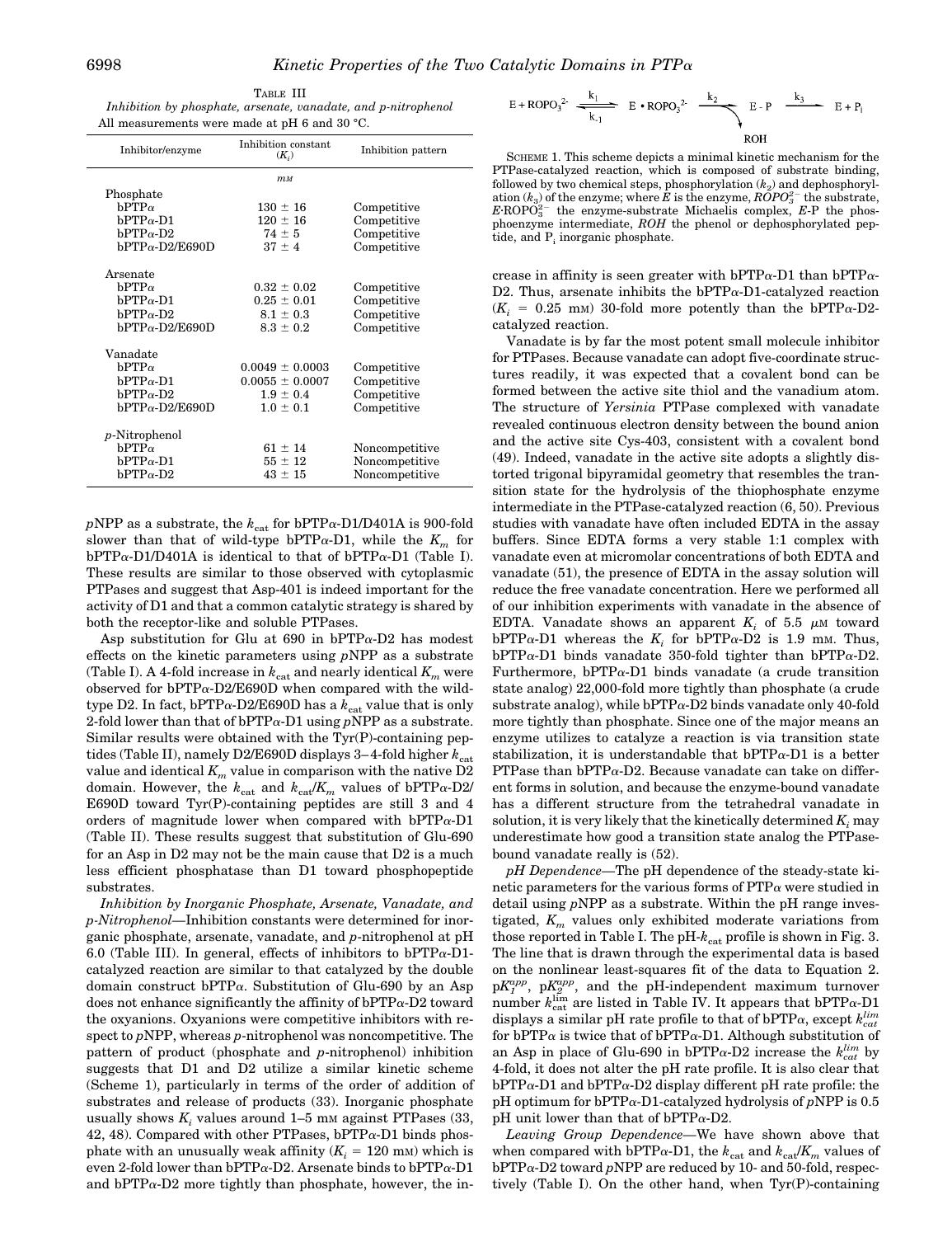TABLE III

*Inhibition by phosphate, arsenate, vanadate, and p-nitrophenol*

All measurements were made at pH 6 and 30 °C.

| Inhibitor/enzyme | Inhibition constant ($K_i$) | Inhibition pattern |
|---|---|---|
| | *mM* | |
| Phosphate | | |
| bPTPα | 130 ± 16 | Competitive |
| bPTPα-D1 | 120 ± 16 | Competitive |
| bPTPα-D2 | 74 ± 5 | Competitive |
| bPTPα-D2/E690D | 37 ± 4 | Competitive |
| Arsenate | | |
| bPTPα | 0.32 ± 0.02 | Competitive |
| bPTPα-D1 | 0.25 ± 0.01 | Competitive |
| bPTPα-D2 | 8.1 ± 0.3 | Competitive |
| bPTPα-D2/E690D | 8.3 ± 0.2 | Competitive |
| Vanadate | | |
| bPTPα | 0.0049 ± 0.0003 | Competitive |
| bPTPα-D1 | 0.0055 ± 0.0007 | Competitive |
| bPTPα-D2 | 1.9 ± 0.4 | Competitive |
| bPTPα-D2/E690D | 1.0 ± 0.1 | Competitive |
| *p*-Nitrophenol | | |
| bPTPα | 61 ± 14 | Noncompetitive |
| bPTPα-D1 | 55 ± 12 | Noncompetitive |
| bPTPα-D2 | 43 ± 15 | Noncompetitive |

*p*NPP as a substrate, the $k_{cat}$ for bPTPα-D1/D401A is 900-fold slower than that of wild-type bPTPα-D1, while the $K_m$ for bPTPα-D1/D401A is identical to that of bPTPα-D1 (Table I). These results are similar to those observed with cytoplasmic PTPases and suggest that Asp-401 is indeed important for the activity of D1 and that a common catalytic strategy is shared by both the receptor-like and soluble PTPases.

Asp substitution for Glu at 690 in bPTPα-D2 has modest effects on the kinetic parameters using *p*NPP as a substrate (Table I). A 4-fold increase in $k_{cat}$ and nearly identical $K_m$ were observed for bPTPα-D2/E690D when compared with the wild-type D2. In fact, bPTPα-D2/E690D has a $k_{cat}$ value that is only 2-fold lower than that of bPTPα-D1 using *p*NPP as a substrate. Similar results were obtained with the Tyr(P)-containing peptides (Table II), namely D2/E690D displays 3–4-fold higher $k_{cat}$ value and identical $K_m$ value in comparison with the native D2 domain. However, the $k_{cat}$ and $k_{cat}/K_m$ values of bPTPα-D2/E690D toward Tyr(P)-containing peptides are still 3 and 4 orders of magnitude lower when compared with bPTPα-D1 (Table II). These results suggest that substitution of Glu-690 for an Asp in D2 may not be the main cause that D2 is a much less efficient phosphatase than D1 toward phosphopeptide substrates.

*Inhibition by Inorganic Phosphate, Arsenate, Vanadate, and p-Nitrophenol*—Inhibition constants were determined for inorganic phosphate, arsenate, vanadate, and *p*-nitrophenol at pH 6.0 (Table III). In general, effects of inhibitors to bPTPα-D1-catalyzed reaction are similar to that catalyzed by the double domain construct bPTPα. Substitution of Glu-690 by an Asp does not enhance significantly the affinity of bPTPα-D2 toward the oxyanions. Oxyanions were competitive inhibitors with respect to *p*NPP, whereas *p*-nitrophenol was noncompetitive. The pattern of product (phosphate and *p*-nitrophenol) inhibition suggests that D1 and D2 utilize a similar kinetic scheme (Scheme 1), particularly in terms of the order of addition of substrates and release of products (33). Inorganic phosphate usually shows $K_i$ values around 1–5 mM against PTPases (33, 42, 48). Compared with other PTPases, bPTPα-D1 binds phosphate with an unusually weak affinity ($K_i$ = 120 mM) which is even 2-fold lower than bPTPα-D2. Arsenate binds to bPTPα-D1 and bPTPα-D2 more tightly than phosphate, however, the in-

$$E + ROPO_3^{2-} \underset{k_{-1}}{\overset{k_1}{\rightleftharpoons}} E \cdot ROPO_3^{2-} \xrightarrow{k_2} E\text{-}P \xrightarrow{k_3} E + P_i$$

$$\downarrow ROH$$

SCHEME 1. This scheme depicts a minimal kinetic mechanism for the PTPase-catalyzed reaction, which is composed of substrate binding, followed by two chemical steps, phosphorylation ($k_2$) and dephosphorylation ($k_3$) of the enzyme; where *E* is the enzyme, $ROPO_3^{2-}$ the substrate, $E{\cdot}ROPO_3^{2-}$ the enzyme-substrate Michaelis complex, *E*-P the phosphoenzyme intermediate, *ROH* the phenol or dephosphorylated peptide, and $P_i$ inorganic phosphate.

crease in affinity is seen greater with bPTPα-D1 than bPTPα-D2. Thus, arsenate inhibits the bPTPα-D1-catalyzed reaction ($K_i$ = 0.25 mM) 30-fold more potently than the bPTPα-D2-catalyzed reaction.

Vanadate is by far the most potent small molecule inhibitor for PTPases. Because vanadate can adopt five-coordinate structures readily, it was expected that a covalent bond can be formed between the active site thiol and the vanadium atom. The structure of *Yersinia* PTPase complexed with vanadate revealed continuous electron density between the bound anion and the active site Cys-403, consistent with a covalent bond (49). Indeed, vanadate in the active site adopts a slightly distorted trigonal bipyramidal geometry that resembles the transition state for the hydrolysis of the thiophosphate enzyme intermediate in the PTPase-catalyzed reaction (6, 50). Previous studies with vanadate have often included EDTA in the assay buffers. Since EDTA forms a very stable 1:1 complex with vanadate even at micromolar concentrations of both EDTA and vanadate (51), the presence of EDTA in the assay solution will reduce the free vanadate concentration. Here we performed all of our inhibition experiments with vanadate in the absence of EDTA. Vanadate shows an apparent $K_i$ of 5.5 μM toward bPTPα-D1 whereas the $K_i$ for bPTPα-D2 is 1.9 mM. Thus, bPTPα-D1 binds vanadate 350-fold tighter than bPTPα-D2. Furthermore, bPTPα-D1 binds vanadate (a crude transition state analog) 22,000-fold more tightly than phosphate (a crude substrate analog), while bPTPα-D2 binds vanadate only 40-fold more tightly than phosphate. Since one of the major means an enzyme utilizes to catalyze a reaction is via transition state stabilization, it is understandable that bPTPα-D1 is a better PTPase than bPTPα-D2. Because vanadate can take on different forms in solution, and because the enzyme-bound vanadate has a different structure from the tetrahedral vanadate in solution, it is very likely that the kinetically determined $K_i$ may underestimate how good a transition state analog the PTPase-bound vanadate really is (52).

*pH Dependence*—The pH dependence of the steady-state kinetic parameters for the various forms of PTPα were studied in detail using *p*NPP as a substrate. Within the pH range investigated, $K_m$ values only exhibited moderate variations from those reported in Table I. The pH-$k_{cat}$ profile is shown in Fig. 3. The line that is drawn through the experimental data is based on the nonlinear least-squares fit of the data to Equation 2. $pK_1^{app}$, $pK_2^{app}$, and the pH-independent maximum turnover number $k_{cat}^{lim}$ are listed in Table IV. It appears that bPTPα-D1 displays a similar pH rate profile to that of bPTPα, except $k_{cat}^{lim}$ for bPTPα is twice that of bPTPα-D1. Although substitution of an Asp in place of Glu-690 in bPTPα-D2 increase the $k_{cat}^{lim}$ by 4-fold, it does not alter the pH rate profile. It is also clear that bPTPα-D1 and bPTPα-D2 display different pH rate profile: the pH optimum for bPTPα-D1-catalyzed hydrolysis of *p*NPP is 0.5 pH unit lower than that of bPTPα-D2.

*Leaving Group Dependence*—We have shown above that when compared with bPTPα-D1, the $k_{cat}$ and $k_{cat}/K_m$ values of bPTPα-D2 toward *p*NPP are reduced by 10- and 50-fold, respectively (Table I). On the other hand, when Tyr(P)-containing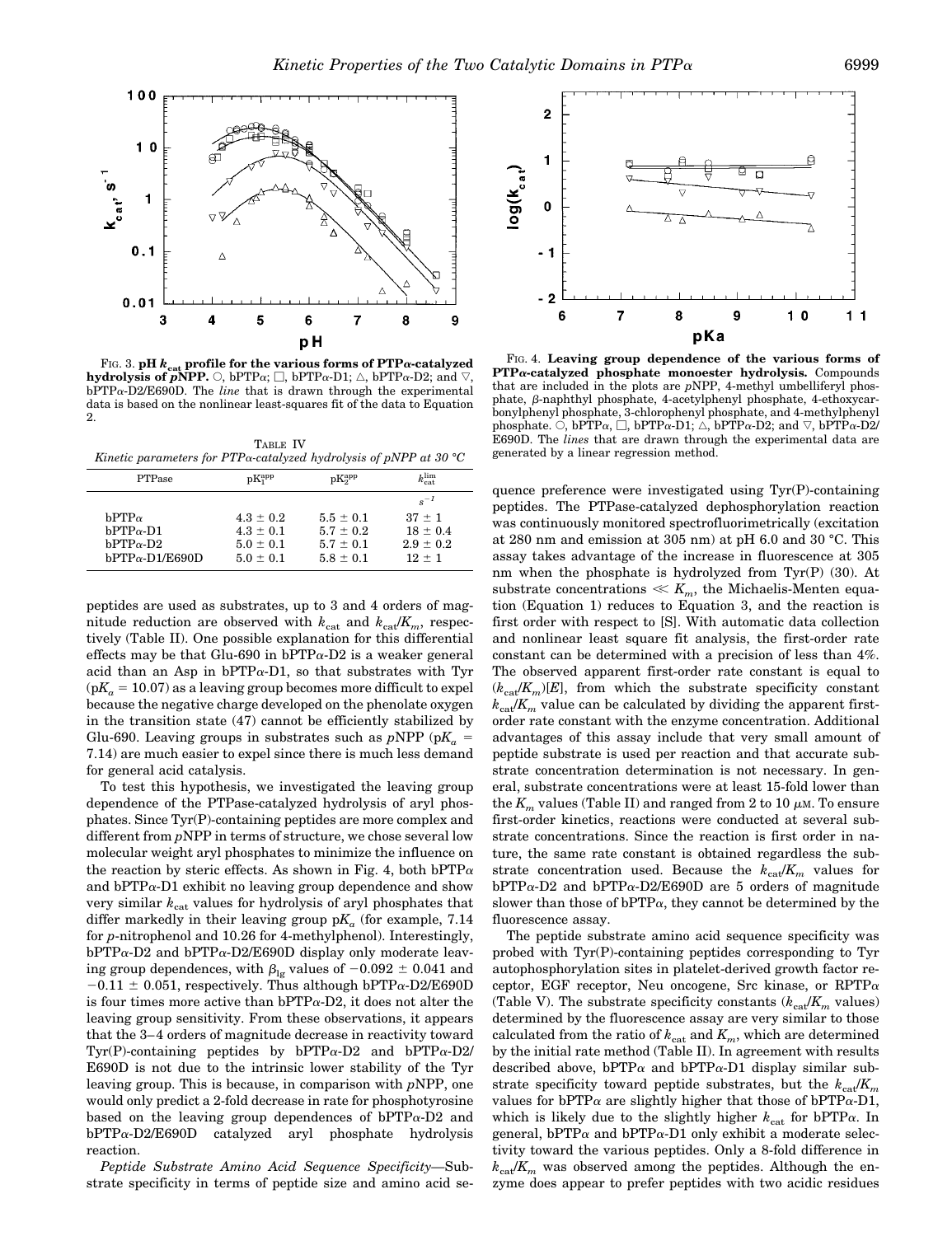FIG. 3. **pH $k_{cat}$ profile for the various forms of PTPα-catalyzed hydrolysis of *p*NPP.** ○, bPTPα; □, bPTPα-D1; △, bPTPα-D2; and ▽, bPTPα-D2/E690D. The *line* that is drawn through the experimental data is based on the nonlinear least-squares fit of the data to Equation 2.

TABLE IV
*Kinetic parameters for PTPα-catalyzed hydrolysis of pNPP at 30 °C*

| PTPase | $pK_1^{app}$ | $pK_2^{app}$ | $k_{cat}^{lim}$ |
|---|---|---|---|
| | | | $s^{-1}$ |
| bPTPα | 4.3 ± 0.2 | 5.5 ± 0.1 | 37 ± 1 |
| bPTPα-D1 | 4.3 ± 0.1 | 5.7 ± 0.2 | 18 ± 0.4 |
| bPTPα-D2 | 5.0 ± 0.1 | 5.7 ± 0.1 | 2.9 ± 0.2 |
| bPTPα-D1/E690B | 5.0 ± 0.1 | 5.8 ± 0.1 | 12 ± 1 |

peptides are used as substrates, up to 3 and 4 orders of magnitude reduction are observed with $k_{cat}$ and $k_{cat}/K_m$, respectively (Table II). One possible explanation for this differential effects may be that Glu-690 in bPTPα-D2 is a weaker general acid than an Asp in bPTPα-D1, so that substrates with Tyr ($pK_a$ = 10.07) as a leaving group becomes more difficult to expel because the negative charge developed on the phenolate oxygen in the transition state (47) cannot be efficiently stabilized by Glu-690. Leaving groups in substrates such as *p*NPP ($pK_a$ = 7.14) are much easier to expel since there is much less demand for general acid catalysis.

To test this hypothesis, we investigated the leaving group dependence of the PTPase-catalyzed hydrolysis of aryl phosphates. Since Tyr(P)-containing peptides are more complex and different from *p*NPP in terms of structure, we chose several low molecular weight aryl phosphates to minimize the influence on the reaction by steric effects. As shown in Fig. 4, both bPTPα and bPTPα-D1 exhibit no leaving group dependence and show very similar $k_{cat}$ values for hydrolysis of aryl phosphates that differ markedly in their leaving group $pK_a$ (for example, 7.14 for *p*-nitrophenol and 10.26 for 4-methylphenol). Interestingly, bPTPα-D2 and bPTPα-D2/E690D display only moderate leaving group dependences, with $\beta_{lg}$ values of −0.092 ± 0.041 and −0.11 ± 0.051, respectively. Thus although bPTPα-D2/E690D is four times more active than bPTPα-D2, it does not alter the leaving group sensitivity. From these observations, it appears that the 3–4 orders of magnitude decrease in reactivity toward Tyr(P)-containing peptides by bPTPα-D2 and bPTPα-D2/E690D is not due to the intrinsic lower stability of the Tyr leaving group. This is because, in comparison with *p*NPP, one would only predict a 2-fold decrease in rate for phosphotyrosine based on the leaving group dependences of bPTPα-D2 and bPTPα-D2/E690D catalyzed aryl phosphate hydrolysis reaction.

*Peptide Substrate Amino Acid Sequence Specificity*—Substrate specificity in terms of peptide size and amino acid sequence preference were investigated using Tyr(P)-containing peptides. The PTPase-catalyzed dephosphorylation reaction was continuously monitored spectrofluorimetrically (excitation at 280 nm and emission at 305 nm) at pH 6.0 and 30 °C. This assay takes advantage of the increase in fluorescence at 305 nm when the phosphate is hydrolyzed from Tyr(P) (30). At substrate concentrations ≪ $K_m$, the Michaelis-Menten equation (Equation 1) reduces to Equation 3, and the reaction is first order with respect to [S]. With automatic data collection and nonlinear least square fit analysis, the first-order rate constant can be determined with a precision of less than 4%. The observed apparent first-order rate constant is equal to $(k_{cat}/K_m)[E]$, from which the substrate specificity constant $k_{cat}/K_m$ value can be calculated by dividing the apparent first-order rate constant with the enzyme concentration. Additional advantages of this assay include that very small amount of peptide substrate is used per reaction and that accurate substrate concentration determination is not necessary. In general, substrate concentrations were at least 15-fold lower than the $K_m$ values (Table II) and ranged from 2 to 10 μM. To ensure first-order kinetics, reactions were conducted at several substrate concentrations. Since the reaction is first order in nature, the same rate constant is obtained regardless the substrate concentration used. Because the $k_{cat}/K_m$ values for bPTPα-D2 and bPTPα-D2/E690D are 5 orders of magnitude slower than those of bPTPα, they cannot be determined by the fluorescence assay.

FIG. 4. **Leaving group dependence of the various forms of PTPα-catalyzed phosphate monoester hydrolysis.** Compounds that are included in the plots are *p*NPP, 4-methyl umbelliferyl phosphate, β-naphthyl phosphate, 4-acetylphenyl phosphate, 4-ethoxycarbonylphenyl phosphate, 3-chlorophenyl phosphate, and 4-methylphenyl phosphate. ○, bPTPα, □, bPTPα-D1; △, bPTPα-D2; and ▽, bPTPα-D2/E690D. The *lines* that are drawn through the experimental data are generated by a linear regression method.

The peptide substrate amino acid sequence specificity was probed with Tyr(P)-containing peptides corresponding to Tyr autophosphorylation sites in platelet-derived growth factor receptor, EGF receptor, Neu oncogene, Src kinase, or RPTPα (Table V). The substrate specificity constants ($k_{cat}/K_m$ values) determined by the fluorescence assay are very similar to those calculated from the ratio of $k_{cat}$ and $K_m$, which are determined by the initial rate method (Table II). In agreement with results described above, bPTPα and bPTPα-D1 display similar substrate specificity toward peptide substrates, but the $k_{cat}/K_m$ values for bPTPα are slightly higher that those of bPTPα-D1, which is likely due to the slightly higher $k_{cat}$ for bPTPα. In general, bPTPα and bPTPα-D1 only exhibit a moderate selectivity toward the various peptides. Only a 8-fold difference in $k_{cat}/K_m$ was observed among the peptides. Although the enzyme does appear to prefer peptides with two acidic residues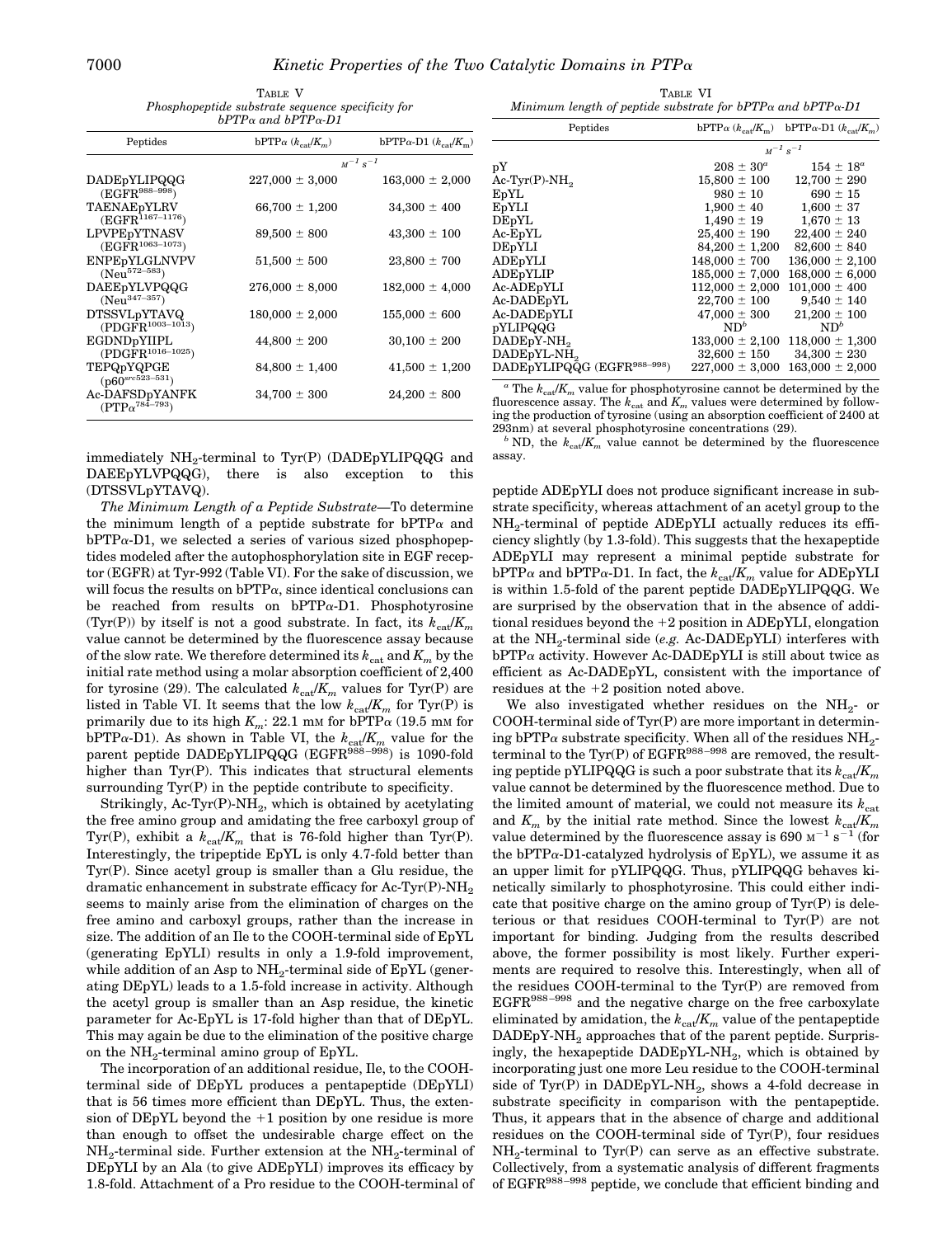TABLE V
*Phosphopeptide substrate sequence specificity for bPTPα and bPTPα-D1*

| Peptides | bPTPα ($k_{cat}/K_m$) | bPTPα-D1 ($k_{cat}/K_m$) |
|---|---|---|
| | $M^{-1}\ s^{-1}$ | |
| DADEpYLIPQQG (EGFR[988–998]) | 227,000 ± 3,000 | 163,000 ± 2,000 |
| TAENAEpYLRV (EGFR[1167–1176]) | 66,700 ± 1,200 | 34,300 ± 400 |
| LPVPEpYTNASV (EGFR[1063–1073]) | 89,500 ± 800 | 43,300 ± 100 |
| ENPEpYLGLNVPV (Neu[572–583]) | 51,500 ± 500 | 23,800 ± 700 |
| DAEEpYLVPQQG (Neu[347–357]) | 276,000 ± 8,000 | 182,000 ± 4,000 |
| DTSSVLpYTAVQ (PDGFR[1003–1013]) | 180,000 ± 2,000 | 155,000 ± 600 |
| EGDNDpYIIPL (PDGFR[1016–1025]) | 44,800 ± 200 | 30,100 ± 200 |
| TEPQpYQPGE (p60[src523–531]) | 84,800 ± 1,400 | 41,500 ± 1,200 |
| Ac-DAFSDpYANFK (PTPα[784–793]) | 34,700 ± 300 | 24,200 ± 800 |

immediately $NH_2$-terminal to Tyr(P) (DADEpYLIPQQG and DAEEpYLVPQQG), there is also exception to this (DTSSVLpYTAVQ).

*The Minimum Length of a Peptide Substrate*—To determine the minimum length of a peptide substrate for bPTPα and bPTPα-D1, we selected a series of various sized phosphopeptides modeled after the autophosphorylation site in EGF receptor (EGFR) at Tyr-992 (Table VI). For the sake of discussion, we will focus the results on bPTPα, since identical conclusions can be reached from results on bPTPα-D1. Phosphotyrosine (Tyr(P)) by itself is not a good substrate. In fact, its $k_{cat}/K_m$ value cannot be determined by the fluorescence assay because of the slow rate. We therefore determined its $k_{cat}$ and $K_m$ by the initial rate method using a molar absorption coefficient of 2,400 for tyrosine (29). The calculated $k_{cat}/K_m$ values for Tyr(P) are listed in Table VI. It seems that the low $k_{cat}/K_m$ for Tyr(P) is primarily due to its high $K_m$: 22.1 mM for bPTPα (19.5 mM for bPTPα-D1). As shown in Table VI, the $k_{cat}/K_m$ value for the parent peptide DADEpYLIPQQG (EGFR[988–998]) is 1090-fold higher than Tyr(P). This indicates that structural elements surrounding Tyr(P) in the peptide contribute to specificity.

Strikingly, Ac-Tyr(P)-$NH_2$, which is obtained by acetylating the free amino group and amidating the free carboxyl group of Tyr(P), exhibit a $k_{cat}/K_m$ that is 76-fold higher than Tyr(P). Interestingly, the tripeptide EpYL is only 4.7-fold better than Tyr(P). Since acetyl group is smaller than a Glu residue, the dramatic enhancement in substrate efficacy for Ac-Tyr(P)-$NH_2$ seems to mainly arise from the elimination of charges on the free amino and carboxyl groups, rather than the increase in size. The addition of an Ile to the COOH-terminal side of EpYL (generating EpYLI) results in only a 1.9-fold improvement, while addition of an Asp to $NH_2$-terminal side of EpYL (generating DEpYL) leads to a 1.5-fold increase in activity. Although the acetyl group is smaller than an Asp residue, the kinetic parameter for Ac-EpYL is 17-fold higher than that of DEpYL. This may again be due to the elimination of the positive charge on the $NH_2$-terminal amino group of EpYL.

The incorporation of an additional residue, Ile, to the COOH-terminal side of DEpYL produces a pentapeptide (DEpYLI) that is 56 times more efficient than DEpYL. Thus, the extension of DEpYL beyond the +1 position by one residue is more than enough to offset the undesirable charge effect on the $NH_2$-terminal side. Further extension at the $NH_2$-terminal of DEpYLI by an Ala (to give ADEpYLI) improves its efficacy by 1.8-fold. Attachment of a Pro residue to the COOH-terminal of

TABLE VI
*Minimum length of peptide substrate for bPTPα and bPTPα-D1*

| Peptides | bPTPα ($k_{cat}/K_m$) | bPTPα-D1 ($k_{cat}/K_m$) |
|---|---|---|
| | $M^{-1}\ s^{-1}$ | |
| pY | 208 ± 30[a] | 154 ± 18[a] |
| Ac-Tyr(P)-$NH_2$ | 15,800 ± 100 | 12,700 ± 290 |
| EpYL | 980 ± 10 | 690 ± 15 |
| EpYLI | 1,900 ± 40 | 1,600 ± 37 |
| DEpYL | 1,490 ± 19 | 1,670 ± 13 |
| Ac-EpYL | 25,400 ± 190 | 22,400 ± 240 |
| DEpYLI | 84,200 ± 1,200 | 82,600 ± 840 |
| ADEpYLI | 148,000 ± 700 | 136,000 ± 2,100 |
| ADEpYLIP | 185,000 ± 7,000 | 168,000 ± 6,000 |
| Ac-ADEpYLI | 112,000 ± 2,000 | 101,000 ± 400 |
| Ac-DADEpYL | 22,700 ± 100 | 9,540 ± 140 |
| Ac-DADEpYLI | 47,000 ± 300 | 21,200 ± 100 |
| pYLIPQQG | ND[b] | ND[b] |
| DADEpY-$NH_2$ | 133,000 ± 2,100 | 118,000 ± 1,300 |
| DADEpYL-$NH_2$ | 32,600 ± 150 | 34,300 ± 230 |
| DADEpYLIPQQG (EGFR[988–998]) | 227,000 ± 3,000 | 163,000 ± 2,000 |

[a] The $k_{cat}/K_m$ value for phosphotyrosine cannot be determined by the fluorescence assay. The $k_{cat}$ and $K_m$ values were determined by following the production of tyrosine (using an absorption coefficient of 2400 at 293nm) at several phosphotyrosine concentrations (29).

[b] ND, the $k_{cat}/K_m$ value cannot be determined by the fluorescence assay.

peptide ADEpYLI does not produce significant increase in substrate specificity, whereas attachment of an acetyl group to the $NH_2$-terminal of peptide ADEpYLI actually reduces its efficiency slightly (by 1.3-fold). This suggests that the hexapeptide ADEpYLI may represent a minimal peptide substrate for bPTPα and bPTPα-D1. In fact, the $k_{cat}/K_m$ value for ADEpYLI is within 1.5-fold of the parent peptide DADEpYLIPQQG. We are surprised by the observation that in the absence of additional residues beyond the +2 position in ADEpYLI, elongation at the $NH_2$-terminal side (*e.g.* Ac-DADEpYLI) interferes with bPTPα activity. However Ac-DADEpYLI is still about twice as efficient as Ac-DADEpYL, consistent with the importance of residues at the +2 position noted above.

We also investigated whether residues on the $NH_2$- or COOH-terminal side of Tyr(P) are more important in determining bPTPα substrate specificity. When all of the residues $NH_2$-terminal to the Tyr(P) of EGFR[988–998] are removed, the resulting peptide pYLIPQQG is such a poor substrate that its $k_{cat}/K_m$ value cannot be determined by the fluorescence method. Due to the limited amount of material, we could not measure its $k_{cat}$ and $K_m$ by the initial rate method. Since the lowest $k_{cat}/K_m$ value determined by the fluorescence assay is 690 $M^{-1}\ s^{-1}$ (for the bPTPα-D1-catalyzed hydrolysis of EpYL), we assume it as an upper limit for pYLIPQQG. Thus, pYLIPQQG behaves kinetically similarly to phosphotyrosine. This could either indicate that positive charge on the amino group of Tyr(P) is deleterious or that residues COOH-terminal to Tyr(P) are not important for binding. Judging from the results described above, the former possibility is most likely. Further experiments are required to resolve this. Interestingly, when all of the residues COOH-terminal to the Tyr(P) are removed from EGFR[988–998] and the negative charge on the free carboxylate eliminated by amidation, the $k_{cat}/K_m$ value of the pentapeptide DADEpY-$NH_2$ approaches that of the parent peptide. Surprisingly, the hexapeptide DADEpYL-$NH_2$, which is obtained by incorporating just one more Leu residue to the COOH-terminal side of Tyr(P) in DADEpYL-$NH_2$, shows a 4-fold decrease in substrate specificity in comparison with the pentapeptide. Thus, it appears that in the absence of charge and additional residues on the COOH-terminal side of Tyr(P), four residues $NH_2$-terminal to Tyr(P) can serve as an effective substrate. Collectively, from a systematic analysis of different fragments of EGFR[988–998] peptide, we conclude that efficient binding and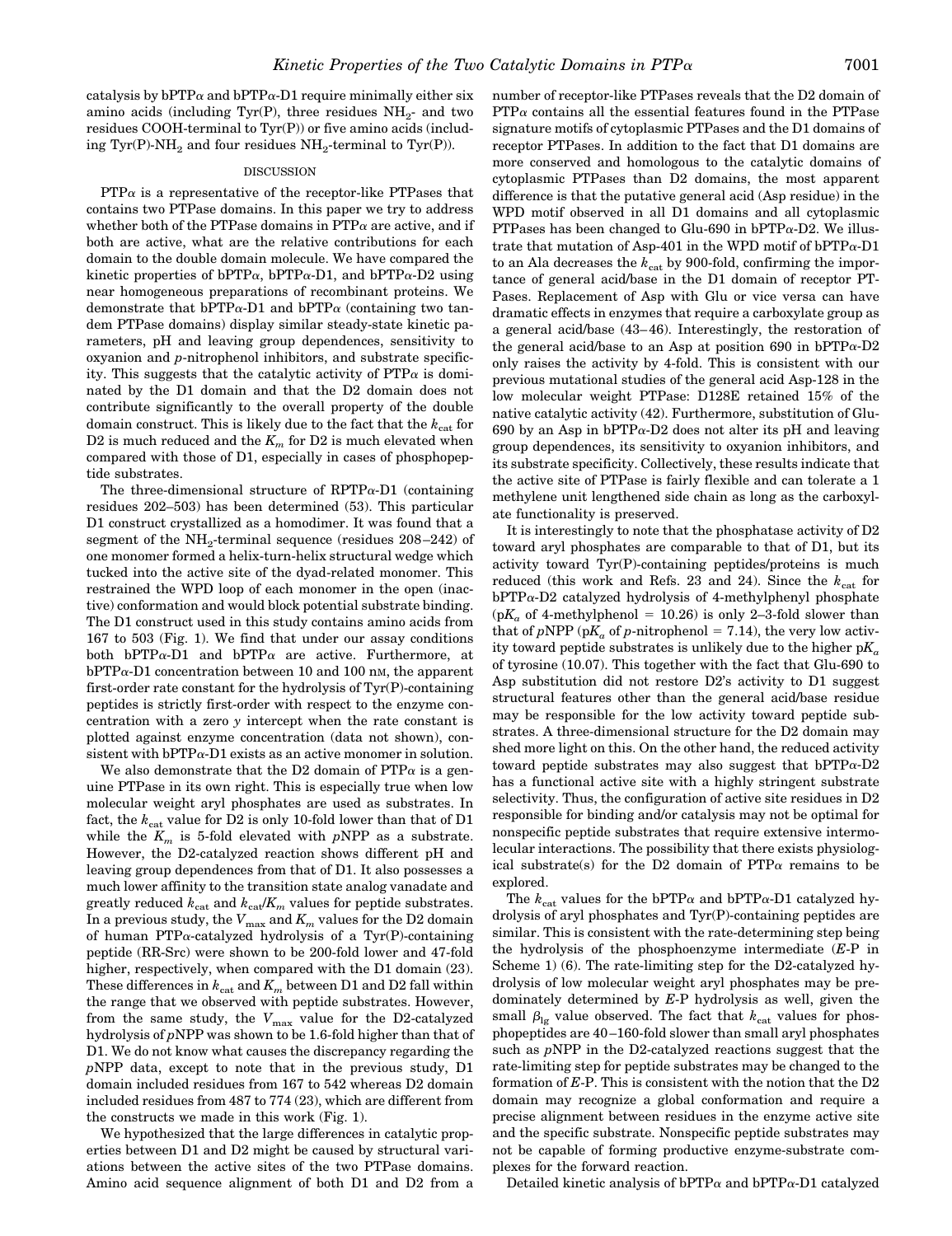catalysis by bPTPα and bPTPα-D1 require minimally either six amino acids (including Tyr(P), three residues $NH_2$- and two residues COOH-terminal to Tyr(P)) or five amino acids (including Tyr(P)-$NH_2$ and four residues $NH_2$-terminal to Tyr(P)).

## DISCUSSION

PTPα is a representative of the receptor-like PTPases that contains two PTPase domains. In this paper we try to address whether both of the PTPase domains in PTPα are active, and if both are active, what are the relative contributions for each domain to the double domain molecule. We have compared the kinetic properties of bPTPα, bPTPα-D1, and bPTPα-D2 using near homogeneous preparations of recombinant proteins. We demonstrate that bPTPα-D1 and bPTPα (containing two tandem PTPase domains) display similar steady-state kinetic parameters, pH and leaving group dependences, sensitivity to oxyanion and *p*-nitrophenol inhibitors, and substrate specificity. This suggests that the catalytic activity of PTPα is dominated by the D1 domain and that the D2 domain does not contribute significantly to the overall property of the double domain construct. This is likely due to the fact that the $k_{cat}$ for D2 is much reduced and the $K_m$ for D2 is much elevated when compared with those of D1, especially in cases of phosphopeptide substrates.

The three-dimensional structure of RPTPα-D1 (containing residues 202–503) has been determined (53). This particular D1 construct crystallized as a homodimer. It was found that a segment of the $NH_2$-terminal sequence (residues 208–242) of one monomer formed a helix-turn-helix structural wedge which tucked into the active site of the dyad-related monomer. This restrained the WPD loop of each monomer in the open (inactive) conformation and would block potential substrate binding. The D1 construct used in this study contains amino acids from 167 to 503 (Fig. 1). We find that under our assay conditions both bPTPα-D1 and bPTPα are active. Furthermore, at bPTPα-D1 concentration between 10 and 100 nM, the apparent first-order rate constant for the hydrolysis of Tyr(P)-containing peptides is strictly first-order with respect to the enzyme concentration with a zero *y* intercept when the rate constant is plotted against enzyme concentration (data not shown), consistent with bPTPα-D1 exists as an active monomer in solution.

We also demonstrate that the D2 domain of PTPα is a genuine PTPase in its own right. This is especially true when low molecular weight aryl phosphates are used as substrates. In fact, the $k_{cat}$ value for D2 is only 10-fold lower than that of D1 while the $K_m$ is 5-fold elevated with *p*NPP as a substrate. However, the D2-catalyzed reaction shows different pH and leaving group dependences from that of D1. It also possesses a much lower affinity to the transition state analog vanadate and greatly reduced $k_{cat}$ and $k_{cat}/K_m$ values for peptide substrates. In a previous study, the $V_{max}$ and $K_m$ values for the D2 domain of human PTPα-catalyzed hydrolysis of a Tyr(P)-containing peptide (RR-Src) were shown to be 200-fold lower and 47-fold higher, respectively, when compared with the D1 domain (23). These differences in $k_{cat}$ and $K_m$ between D1 and D2 fall within the range that we observed with peptide substrates. However, from the same study, the $V_{max}$ value for the D2-catalyzed hydrolysis of *p*NPP was shown to be 1.6-fold higher than that of D1. We do not know what causes the discrepancy regarding the *p*NPP data, except to note that in the previous study, D1 domain included residues from 167 to 542 whereas D2 domain included residues from 487 to 774 (23), which are different from the constructs we made in this work (Fig. 1).

We hypothesized that the large differences in catalytic properties between D1 and D2 might be caused by structural variations between the active sites of the two PTPase domains. Amino acid sequence alignment of both D1 and D2 from a number of receptor-like PTPases reveals that the D2 domain of PTPα contains all the essential features found in the PTPase signature motifs of cytoplasmic PTPases and the D1 domains of receptor PTPases. In addition to the fact that D1 domains are more conserved and homologous to the catalytic domains of cytoplasmic PTPases than D2 domains, the most apparent difference is that the putative general acid (Asp residue) in the WPD motif observed in all D1 domains and all cytoplasmic PTPases has been changed to Glu-690 in bPTPα-D2. We illustrate that mutation of Asp-401 in the WPD motif of bPTPα-D1 to an Ala decreases the $k_{cat}$ by 900-fold, confirming the importance of general acid/base in the D1 domain of receptor PTPases. Replacement of Asp with Glu or vice versa can have dramatic effects in enzymes that require a carboxylate group as a general acid/base (43–46). Interestingly, the restoration of the general acid/base to an Asp at position 690 in bPTPα-D2 only raises the activity by 4-fold. This is consistent with our previous mutational studies of the general acid Asp-128 in the low molecular weight PTPase: D128E retained 15% of the native catalytic activity (42). Furthermore, substitution of Glu-690 by an Asp in bPTPα-D2 does not alter its pH and leaving group dependences, its sensitivity to oxyanion inhibitors, and its substrate specificity. Collectively, these results indicate that the active site of PTPase is fairly flexible and can tolerate a 1 methylene unit lengthened side chain as long as the carboxylate functionality is preserved.

It is interestingly to note that the phosphatase activity of D2 toward aryl phosphates are comparable to that of D1, but its activity toward Tyr(P)-containing peptides/proteins is much reduced (this work and Refs. 23 and 24). Since the $k_{cat}$ for bPTPα-D2 catalyzed hydrolysis of 4-methylphenyl phosphate ($pK_a$ of 4-methylphenol = 10.26) is only 2–3-fold slower than that of *p*NPP ($pK_a$ of *p*-nitrophenol = 7.14), the very low activity toward peptide substrates is unlikely due to the higher $pK_a$ of tyrosine (10.07). This together with the fact that Glu-690 to Asp substitution did not restore D2's activity to D1 suggest structural features other than the general acid/base residue may be responsible for the low activity toward peptide substrates. A three-dimensional structure for the D2 domain may shed more light on this. On the other hand, the reduced activity toward peptide substrates may also suggest that bPTPα-D2 has a functional active site with a highly stringent substrate selectivity. Thus, the configuration of active site residues in D2 responsible for binding and/or catalysis may not be optimal for nonspecific peptide substrates that require extensive intermolecular interactions. The possibility that there exists physiological substrate(s) for the D2 domain of PTPα remains to be explored.

The $k_{cat}$ values for the bPTPα and bPTPα-D1 catalyzed hydrolysis of aryl phosphates and Tyr(P)-containing peptides are similar. This is consistent with the rate-determining step being the hydrolysis of the phosphoenzyme intermediate (*E*-P in Scheme 1) (6). The rate-limiting step for the D2-catalyzed hydrolysis of low molecular weight aryl phosphates may be predominately determined by *E*-P hydrolysis as well, given the small $\beta_{lg}$ value observed. The fact that $k_{cat}$ values for phosphopeptides are 40–160-fold slower than small aryl phosphates such as *p*NPP in the D2-catalyzed reactions suggest that the rate-limiting step for peptide substrates may be changed to the formation of *E*-P. This is consistent with the notion that the D2 domain may recognize a global conformation and require a precise alignment between residues in the enzyme active site and the specific substrate. Nonspecific peptide substrates may not be capable of forming productive enzyme-substrate complexes for the forward reaction.

Detailed kinetic analysis of bPTPα and bPTPα-D1 catalyzed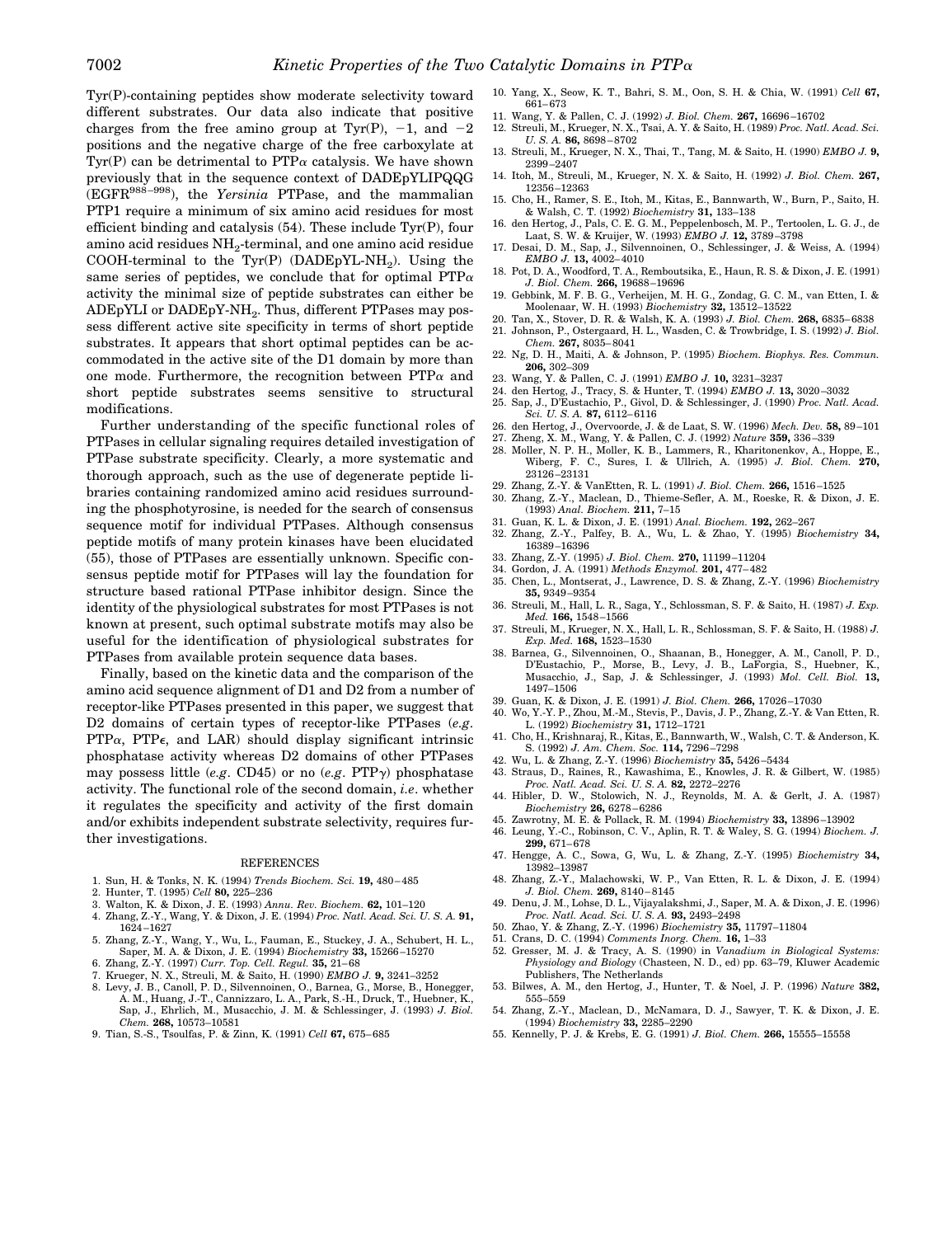Tyr(P)-containing peptides show moderate selectivity toward different substrates. Our data also indicate that positive charges from the free amino group at Tyr(P), −1, and −2 positions and the negative charge of the free carboxylate at Tyr(P) can be detrimental to PTPα catalysis. We have shown previously that in the sequence context of DADEpYLIPQQG ($EGFR^{988-998}$), the *Yersinia* PTPase, and the mammalian PTP1 require a minimum of six amino acid residues for most efficient binding and catalysis (54). These include Tyr(P), four amino acid residues $NH_2$-terminal, and one amino acid residue COOH-terminal to the Tyr(P) (DADEpYL-$NH_2$). Using the same series of peptides, we conclude that for optimal PTPα activity the minimal size of peptide substrates can either be ADEpYLI or DADEpY-$NH_2$. Thus, different PTPases may possess different active site specificity in terms of short peptide substrates. It appears that short optimal peptides can be accommodated in the active site of the D1 domain by more than one mode. Furthermore, the recognition between PTPα and short peptide substrates seems sensitive to structural modifications.

Further understanding of the specific functional roles of PTPases in cellular signaling requires detailed investigation of PTPase substrate specificity. Clearly, a more systematic and thorough approach, such as the use of degenerate peptide libraries containing randomized amino acid residues surrounding the phosphotyrosine, is needed for the search of consensus sequence motif for individual PTPases. Although consensus peptide motifs of many protein kinases have been elucidated (55), those of PTPases are essentially unknown. Specific consensus peptide motif for PTPases will lay the foundation for structure based rational PTPase inhibitor design. Since the identity of the physiological substrates for most PTPases is not known at present, such optimal substrate motifs may also be useful for the identification of physiological substrates for PTPases from available protein sequence data bases.

Finally, based on the kinetic data and the comparison of the amino acid sequence alignment of D1 and D2 from a number of receptor-like PTPases presented in this paper, we suggest that D2 domains of certain types of receptor-like PTPases (*e.g.* PTPα, PTPε, and LAR) should display significant intrinsic phosphatase activity whereas D2 domains of other PTPases may possess little (*e.g.* CD45) or no (*e.g.* PTPγ) phosphatase activity. The functional role of the second domain, *i.e.* whether it regulates the specificity and activity of the first domain and/or exhibits independent substrate selectivity, requires further investigations.

## REFERENCES

1. Sun, H. & Tonks, N. K. (1994) *Trends Biochem. Sci.* **19,** 480–485
2. Hunter, T. (1995) *Cell* **80,** 225–236
3. Walton, K. & Dixon, J. E. (1993) *Annu. Rev. Biochem.* **62,** 101–120
4. Zhang, Z.-Y., Wang, Y. & Dixon, J. E. (1994) *Proc. Natl. Acad. Sci. U. S. A.* **91,** 1624–1627
5. Zhang, Z.-Y., Wang, Y., Wu, L., Fauman, E., Stuckey, J. A., Schubert, H. L., Saper, M. A. & Dixon, J. E. (1994) *Biochemistry* **33,** 15266–15270
6. Zhang, Z.-Y. (1997) *Curr. Top. Cell. Regul.* **35,** 21–68
7. Krueger, N. X., Streuli, M. & Saito, H. (1990) *EMBO J.* **9,** 3241–3252
8. Levy, J. B., Canoll, P. D., Silvennoinen, O., Barnea, G., Morse, B., Honegger, A. M., Huang, J.-T., Cannizzaro, L. A., Park, S.-H., Druck, T., Huebner, K., Sap, J., Ehrlich, M., Musacchio, J. M. & Schlessinger, J. (1993) *J. Biol. Chem.* **268,** 10573–10581
9. Tian, S.-S., Tsoulfas, P. & Zinn, K. (1991) *Cell* **67,** 675–685
10. Yang, X., Seow, K. T., Bahri, S. M., Oon, S. H. & Chia, W. (1991) *Cell* **67,** 661–673
11. Wang, Y. & Pallen, C. J. (1992) *J. Biol. Chem.* **267,** 16696–16702
12. Streuli, M., Krueger, N. X., Tsai, A. Y. & Saito, H. (1989) *Proc. Natl. Acad. Sci. U. S. A.* **86,** 8698–8702
13. Streuli, M., Krueger, N. X., Thai, T., Tang, M. & Saito, H. (1990) *EMBO J.* **9,** 2399–2407
14. Itoh, M., Streuli, M., Krueger, N. X. & Saito, H. (1992) *J. Biol. Chem.* **267,** 12356–12363
15. Cho, H., Ramer, S. E., Itoh, M., Kitas, E., Bannwarth, W., Burn, P., Saito, H. & Walsh, C. T. (1992) *Biochemistry* **31,** 133–138
16. den Hertog, J., Pals, C. E. G. M., Peppelenbosch, M. P., Tertoolen, L. G. J., de Laat, S. W. & Kruijer, W. (1993) *EMBO J.* **12,** 3789–3798
17. Desai, D. M., Sap, J., Silvennoinen, O., Schlessinger, J. & Weiss, A. (1994) *EMBO J.* **13,** 4002–4010
18. Pot, D. A., Woodford, T. A., Remboutsika, E., Haun, R. S. & Dixon, J. E. (1991) *J. Biol. Chem.* **266,** 19688–19696
19. Gebbink, M. F. B. G., Verheijen, M. H. G., Zondag, G. C. M., van Etten, I. & Moolenaar, W. H. (1993) *Biochemistry* **32,** 13512–13522
20. Tan, X., Stover, D. R. & Walsh, K. A. (1993) *J. Biol. Chem.* **268,** 6835–6838
21. Johnson, P., Ostergaard, H. L., Wasden, C. & Trowbridge, I. S. (1992) *J. Biol. Chem.* **267,** 8035–8041
22. Ng, D. H., Maiti, A. & Johnson, P. (1995) *Biochem. Biophys. Res. Commun.* **206,** 302–309
23. Wang, Y. & Pallen, C. J. (1991) *EMBO J.* **10,** 3231–3237
24. den Hertog, J., Tracy, S. & Hunter, T. (1994) *EMBO J.* **13,** 3020–3032
25. Sap, J., D'Eustachio, P., Givol, D. & Schlessinger, J. (1990) *Proc. Natl. Acad. Sci. U. S. A.* **87,** 6112–6116
26. den Hertog, J., Overvoorde, J. & de Laat, S. W. (1996) *Mech. Dev.* **58,** 89–101
27. Zheng, X. M., Wang, Y. & Pallen, C. J. (1992) *Nature* **359,** 336–339
28. Moller, N. P. H., Moller, K. B., Lammers, R., Kharitonenkov, A., Hoppe, E., Wiberg, F. C., Sures, I. & Ullrich, A. (1995) *J. Biol. Chem.* **270,** 23126–23131
29. Zhang, Z.-Y. & VanEtten, R. L. (1991) *J. Biol. Chem.* **266,** 1516–1525
30. Zhang, Z.-Y., Maclean, D., Thieme-Sefler, A. M., Roeske, R. & Dixon, J. E. (1993) *Anal. Biochem.* **211,** 7–15
31. Guan, K. L. & Dixon, J. E. (1991) *Anal. Biochem.* **192,** 262–267
32. Zhang, Z.-Y., Palfey, B. A., Wu, L. & Zhao, Y. (1995) *Biochemistry* **34,** 16389–16396
33. Zhang, Z.-Y. (1995) *J. Biol. Chem.* **270,** 11199–11204
34. Gordon, J. A. (1991) *Methods Enzymol.* **201,** 477–482
35. Chen, L., Montserat, J., Lawrence, D. S. & Zhang, Z.-Y. (1996) *Biochemistry* **35,** 9349–9354
36. Streuli, M., Hall, L. R., Saga, Y., Schlossman, S. F. & Saito, H. (1987) *J. Exp. Med.* **166,** 1548–1566
37. Streuli, M., Krueger, N. X., Hall, L. R., Schlossman, S. F. & Saito, H. (1988) *J. Exp. Med.* **168,** 1523–1530
38. Barnea, G., Silvennoinen, O., Shaanan, B., Honegger, A. M., Canoll, P. D., D'Eustachio, P., Morse, B., Levy, J. B., LaForgia, S., Huebner, K., Musacchio, J., Sap, J. & Schlessinger, J. (1993) *Mol. Cell. Biol.* **13,** 1497–1506
39. Guan, K. & Dixon, J. E. (1991) *J. Biol. Chem.* **266,** 17026–17030
40. Wo, Y.-Y. P., Zhou, M.-M., Stevis, P., Davis, J. P., Zhang, Z.-Y. & Van Etten, R. L. (1992) *Biochemistry* **31,** 1712–1721
41. Cho, H., Krishnaraj, R., Kitas, E., Bannwarth, W., Walsh, C. T. & Anderson, K. S. (1992) *J. Am. Chem. Soc.* **114,** 7296–7298
42. Wu, L. & Zhang, Z.-Y. (1996) *Biochemistry* **35,** 5426–5434
43. Straus, D., Raines, R., Kawashima, E., Knowles, J. R. & Gilbert, W. (1985) *Proc. Natl. Acad. Sci. U. S. A.* **82,** 2272–2276
44. Hibler, D. W., Stolowich, N. J., Reynolds, M. A. & Gerlt, J. A. (1987) *Biochemistry* **26,** 6278–6286
45. Zawrotny, M. E. & Pollack, R. M. (1994) *Biochemistry* **33,** 13896–13902
46. Leung, Y.-C., Robinson, C. V., Aplin, R. T. & Waley, S. G. (1994) *Biochem. J.* **299,** 671–678
47. Hengge, A. C., Sowa, G, Wu, L. & Zhang, Z.-Y. (1995) *Biochemistry* **34,** 13982–13987
48. Zhang, Z.-Y., Malachowski, W. P., Van Etten, R. L. & Dixon, J. E. (1994) *J. Biol. Chem.* **269,** 8140–8145
49. Denu, J. M., Lohse, D. L., Vijayalakshmi, J., Saper, M. A. & Dixon, J. E. (1996) *Proc. Natl. Acad. Sci. U. S. A.* **93,** 2493–2498
50. Zhao, Y. & Zhang, Z.-Y. (1996) *Biochemistry* **35,** 11797–11804
51. Crans, D. C. (1994) *Comments Inorg. Chem.* **16,** 1–33
52. Gresser, M. J. & Tracy, A. S. (1990) in *Vanadium in Biological Systems: Physiology and Biology* (Chasteen, N. D., ed) pp. 63–79, Kluwer Academic Publishers, The Netherlands
53. Bilwes, A. M., den Hertog, J., Hunter, T. & Noel, J. P. (1996) *Nature* **382,** 555–559
54. Zhang, Z.-Y., Maclean, D., McNamara, D. J., Sawyer, T. K. & Dixon, J. E. (1994) *Biochemistry* **33,** 2285–2290
55. Kennelly, P. J. & Krebs, E. G. (1991) *J. Biol. Chem.* **266,** 15555–15558